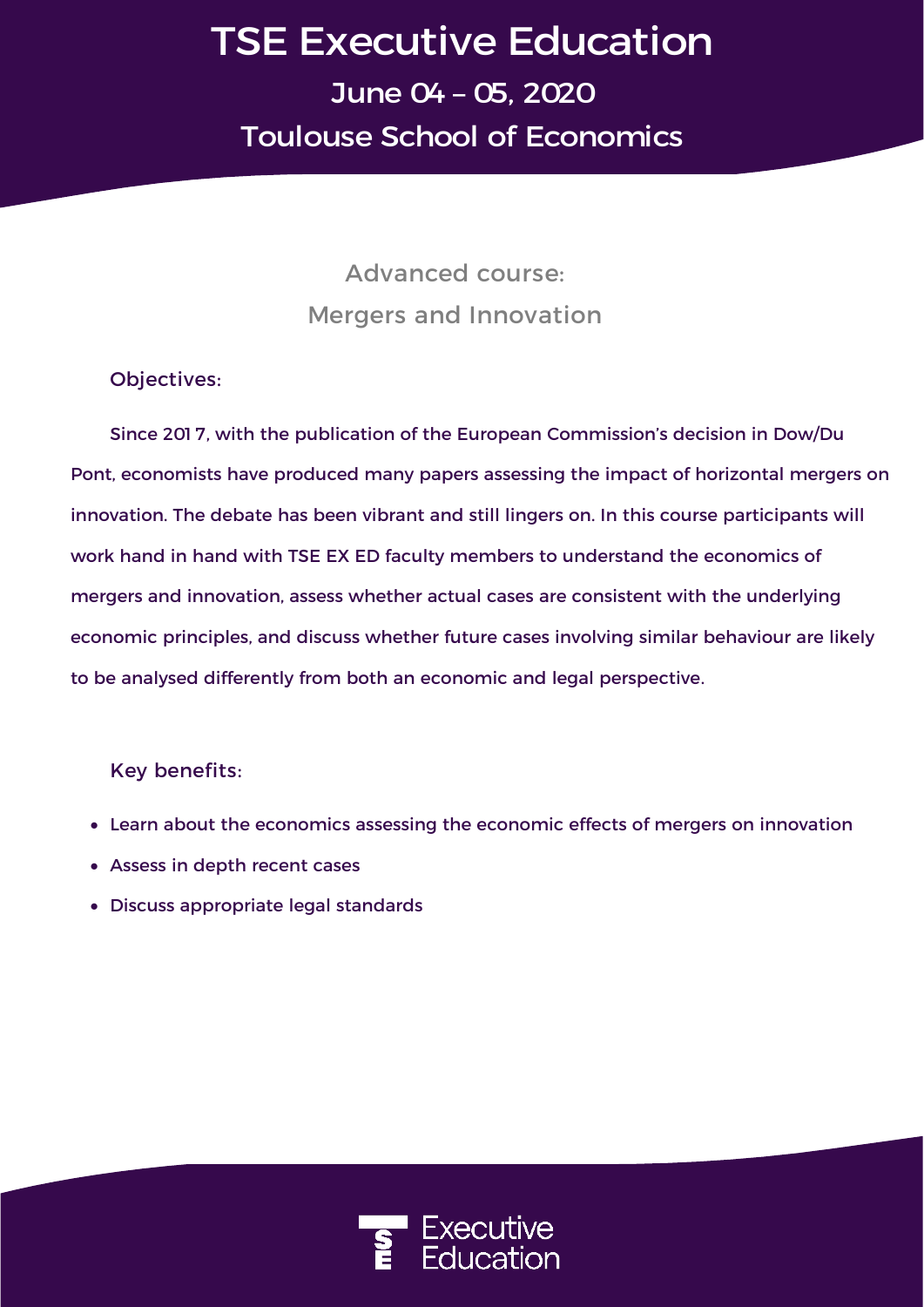# TSE Executive Education

## June 04 – 05, 2020

## Toulouse School of Economics

### Advanced course:
### Mergers and Innovation

#### Objectives:

Since 201 7, with the publication of the European Commission's decision in Dow/Du Pont, economists have produced many papers assessing the impact of horizontal mergers on innovation. The debate has been vibrant and still lingers on. In this course participants will work hand in hand with TSE EX ED faculty members to understand the economics of mergers and innovation, assess whether actual cases are consistent with the underlying economic principles, and discuss whether future cases involving similar behaviour are likely to be analysed differently from both an economic and legal perspective.

#### Key benefits:

- Learn about the economics assessing the economic effects of mergers on innovation
- Assess in depth recent cases
- Discuss appropriate legal standards

TSE Executive Education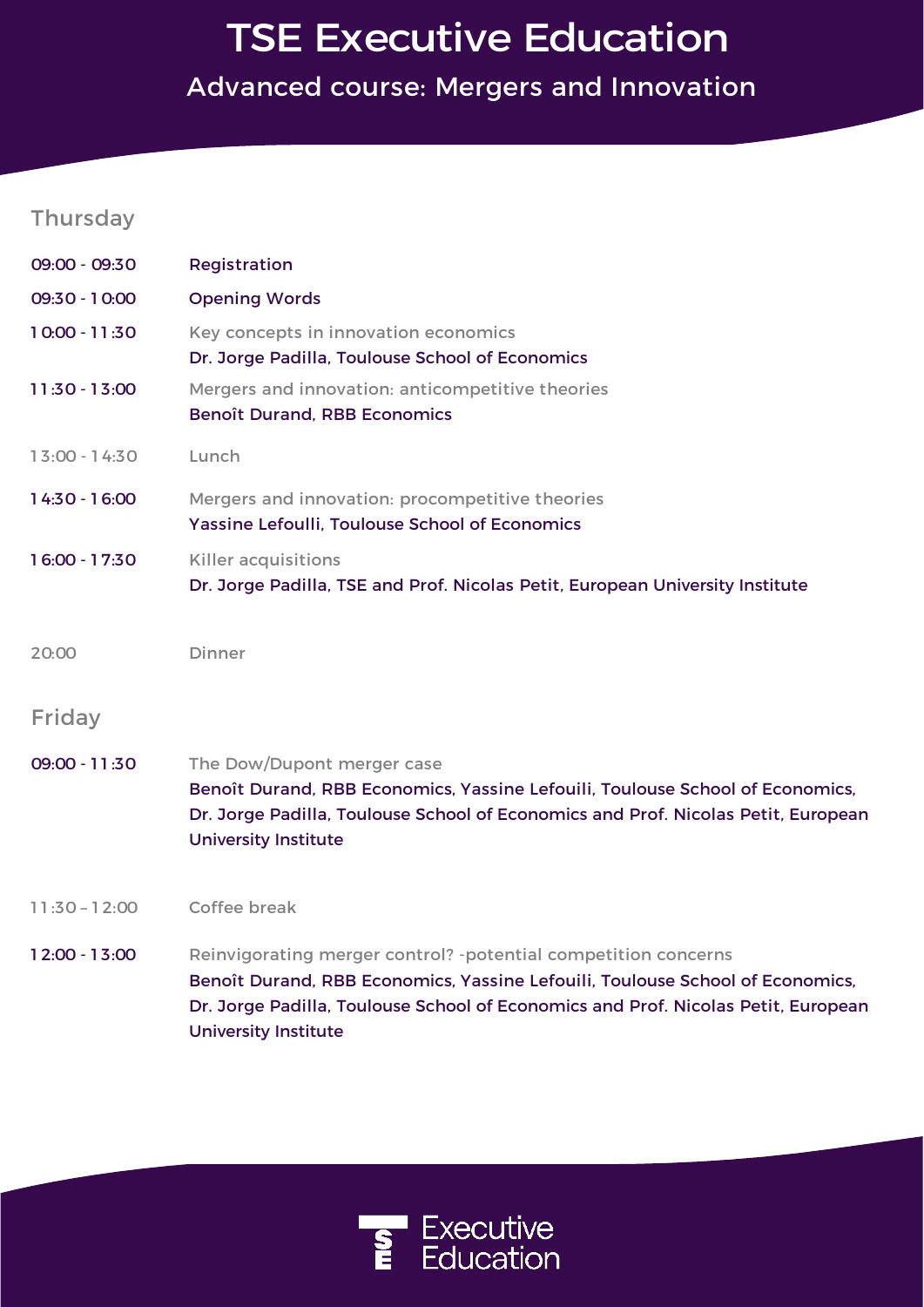# TSE Executive Education

## Advanced course: Mergers and Innovation

### Thursday

| | |
|---|---|
| 09:00 - 09:30 | Registration |
| 09:30 - 10:00 | Opening Words |
| 10:00 - 11:30 | Key concepts in innovation economics<br>Dr. Jorge Padilla, Toulouse School of Economics |
| 11:30 - 13:00 | Mergers and innovation: anticompetitive theories<br>Benoît Durand, RBB Economics |
| 13:00 - 14:30 | Lunch |
| 14:30 - 16:00 | Mergers and innovation: procompetitive theories<br>Yassine Lefoulli, Toulouse School of Economics |
| 16:00 - 17:30 | Killer acquisitions<br>Dr. Jorge Padilla, TSE and Prof. Nicolas Petit, European University Institute |
| 20:00 | Dinner |

### Friday

| | |
|---|---|
| 09:00 - 11:30 | The Dow/Dupont merger case<br>Benoît Durand, RBB Economics, Yassine Lefouili, Toulouse School of Economics, Dr. Jorge Padilla, Toulouse School of Economics and Prof. Nicolas Petit, European University Institute |
| 11:30 – 12:00 | Coffee break |
| 12:00 - 13:00 | Reinvigorating merger control? -potential competition concerns<br>Benoît Durand, RBB Economics, Yassine Lefouili, Toulouse School of Economics, Dr. Jorge Padilla, Toulouse School of Economics and Prof. Nicolas Petit, European University Institute |

Executive Education